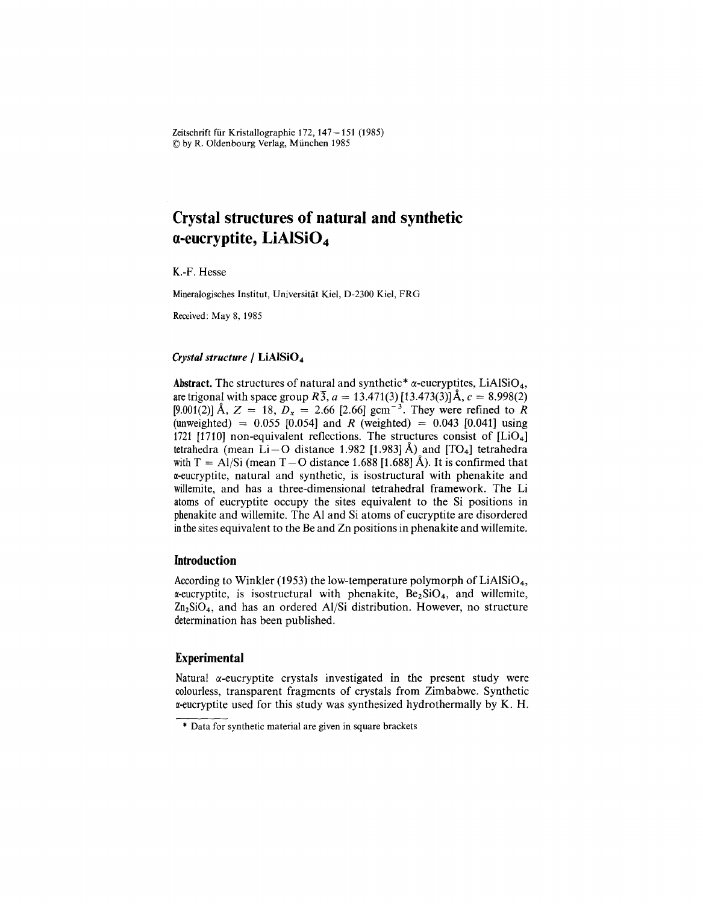Zeitschrift für Kristallographie 172, 147–151 (1985)
© by R. Oldenbourg Verlag, München 1985

# Crystal structures of natural and synthetic α-eucryptite, $LiAlSiO_4$

K.-F. Hesse

Mineralogisches Institut, Universität Kiel, D-2300 Kiel, FRG

Received: May 8, 1985

*Crystal structure* / $LiAlSiO_4$

**Abstract.** The structures of natural and synthetic* α-eucryptites, $LiAlSiO_4$, are trigonal with space group $R\bar{3}$, $a$ = 13.471(3) [13.473(3)] Å, $c$ = 8.998(2) [9.001(2)] Å, $Z$ = 18, $D_x$ = 2.66 [2.66] $gcm^{-3}$. They were refined to $R$ (unweighted) = 0.055 [0.054] and $R$ (weighted) = 0.043 [0.041] using 1721 [1710] non-equivalent reflections. The structures consist of [$LiO_4$] tetrahedra (mean Li–O distance 1.982 [1.983] Å) and [$TO_4$] tetrahedra with T = Al/Si (mean T–O distance 1.688 [1.688] Å). It is confirmed that α-eucryptite, natural and synthetic, is isostructural with phenakite and willemite, and has a three-dimensional tetrahedral framework. The Li atoms of eucryptite occupy the sites equivalent to the Si positions in phenakite and willemite. The Al and Si atoms of eucryptite are disordered in the sites equivalent to the Be and Zn positions in phenakite and willemite.

## Introduction

According to Winkler (1953) the low-temperature polymorph of $LiAlSiO_4$, α-eucryptite, is isostructural with phenakite, $Be_2SiO_4$, and willemite, $Zn_2SiO_4$, and has an ordered Al/Si distribution. However, no structure determination has been published.

## Experimental

Natural α-eucryptite crystals investigated in the present study were colourless, transparent fragments of crystals from Zimbabwe. Synthetic α-eucryptite used for this study was synthesized hydrothermally by K. H.

* Data for synthetic material are given in square brackets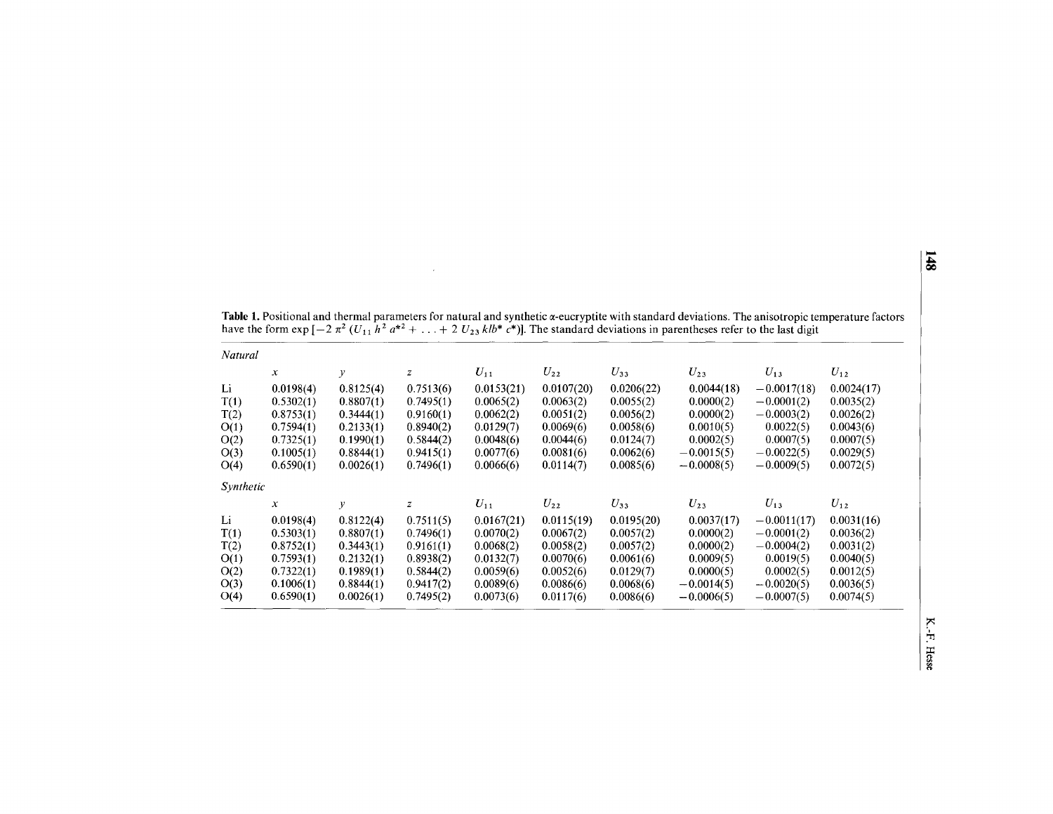**Table 1.** Positional and thermal parameters for natural and synthetic α-eucryptite with standard deviations. The anisotropic temperature factors have the form $\exp[-2\pi^2(U_{11}h^2a^{*2} + \ldots + 2U_{23}klb^*c^*)]$. The standard deviations in parentheses refer to the last digit

| | $x$ | $y$ | $z$ | $U_{11}$ | $U_{22}$ | $U_{33}$ | $U_{23}$ | $U_{13}$ | $U_{12}$ |
|---|---|---|---|---|---|---|---|---|---|
| *Natural* | | | | | | | | | |
| Li | 0.0198(4) | 0.8125(4) | 0.7513(6) | 0.0153(21) | 0.0107(20) | 0.0206(22) | 0.0044(18) | −0.0017(18) | 0.0024(17) |
| T(1) | 0.5302(1) | 0.8807(1) | 0.7495(1) | 0.0065(2) | 0.0063(2) | 0.0055(2) | 0.0000(2) | −0.0001(2) | 0.0035(2) |
| T(2) | 0.8753(1) | 0.3444(1) | 0.9160(1) | 0.0062(2) | 0.0051(2) | 0.0056(2) | 0.0000(2) | −0.0003(2) | 0.0026(2) |
| O(1) | 0.7594(1) | 0.2133(1) | 0.8940(2) | 0.0129(7) | 0.0069(6) | 0.0058(6) | 0.0010(5) | 0.0022(5) | 0.0043(6) |
| O(2) | 0.7325(1) | 0.1990(1) | 0.5844(2) | 0.0048(6) | 0.0044(6) | 0.0124(7) | 0.0002(5) | 0.0007(5) | 0.0007(5) |
| O(3) | 0.1005(1) | 0.8844(1) | 0.9415(1) | 0.0077(6) | 0.0081(6) | 0.0062(6) | −0.0015(5) | −0.0022(5) | 0.0029(5) |
| O(4) | 0.6590(1) | 0.0026(1) | 0.7496(1) | 0.0066(6) | 0.0114(7) | 0.0085(6) | −0.0008(5) | −0.0009(5) | 0.0072(5) |
| *Synthetic* | | | | | | | | | |
| Li | 0.0198(4) | 0.8122(4) | 0.7511(5) | 0.0167(21) | 0.0115(19) | 0.0195(20) | 0.0037(17) | −0.0011(17) | 0.0031(16) |
| T(1) | 0.5303(1) | 0.8807(1) | 0.7496(1) | 0.0070(2) | 0.0067(2) | 0.0057(2) | 0.0000(2) | −0.0001(2) | 0.0036(2) |
| T(2) | 0.8752(1) | 0.3443(1) | 0.9161(1) | 0.0068(2) | 0.0058(2) | 0.0057(2) | 0.0000(2) | −0.0004(2) | 0.0031(2) |
| O(1) | 0.7593(1) | 0.2132(1) | 0.8938(2) | 0.0132(7) | 0.0070(6) | 0.0061(6) | 0.0009(5) | 0.0019(5) | 0.0040(5) |
| O(2) | 0.7322(1) | 0.1989(1) | 0.5844(2) | 0.0059(6) | 0.0052(6) | 0.0129(7) | 0.0000(5) | 0.0002(5) | 0.0012(5) |
| O(3) | 0.1006(1) | 0.8844(1) | 0.9417(2) | 0.0089(6) | 0.0086(6) | 0.0068(6) | −0.0014(5) | −0.0020(5) | 0.0036(5) |
| O(4) | 0.6590(1) | 0.0026(1) | 0.7495(2) | 0.0073(6) | 0.0117(6) | 0.0086(6) | −0.0006(5) | −0.0007(5) | 0.0074(5) |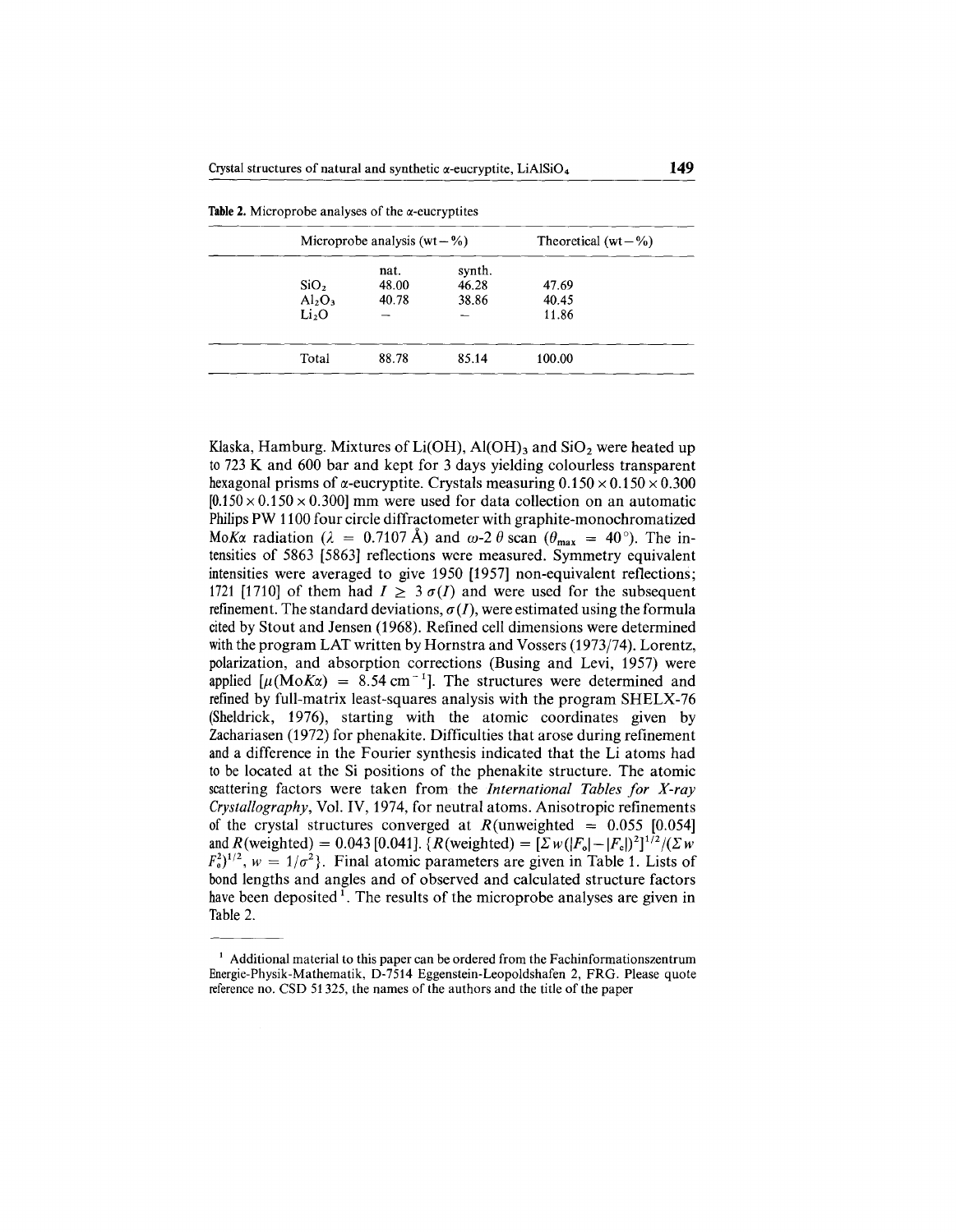**Table 2.** Microprobe analyses of the α-eucryptites

| | Microprobe analysis (wt − %) | | Theoretical (wt − %) |
|---|---|---|---|
| | nat. | synth. | |
| $SiO_2$ | 48.00 | 46.28 | 47.69 |
| $Al_2O_3$ | 40.78 | 38.86 | 40.45 |
| $Li_2O$ | – | – | 11.86 |
| Total | 88.78 | 85.14 | 100.00 |

Klaska, Hamburg. Mixtures of $Li(OH)$, $Al(OH)_3$ and $SiO_2$ were heated up to 723 K and 600 bar and kept for 3 days yielding colourless transparent hexagonal prisms of α-eucryptite. Crystals measuring 0.150 × 0.150 × 0.300 [0.150 × 0.150 × 0.300] mm were used for data collection on an automatic Philips PW 1100 four circle diffractometer with graphite-monochromatized Mo$K\alpha$ radiation ($\lambda$ = 0.7107 Å) and $\omega$-2 $\theta$ scan ($\theta_{max}$ = 40°). The intensities of 5863 [5863] reflections were measured. Symmetry equivalent intensities were averaged to give 1950 [1957] non-equivalent reflections; 1721 [1710] of them had $I \geq 3\,\sigma(I)$ and were used for the subsequent refinement. The standard deviations, $\sigma(I)$, were estimated using the formula cited by Stout and Jensen (1968). Refined cell dimensions were determined with the program LAT written by Hornstra and Vossers (1973/74). Lorentz, polarization, and absorption corrections (Busing and Levi, 1957) were applied [$\mu$(Mo$K\alpha$) = 8.54 cm$^{-1}$]. The structures were determined and refined by full-matrix least-squares analysis with the program SHELX-76 (Sheldrick, 1976), starting with the atomic coordinates given by Zachariasen (1972) for phenakite. Difficulties that arose during refinement and a difference in the Fourier synthesis indicated that the Li atoms had to be located at the Si positions of the phenakite structure. The atomic scattering factors were taken from the *International Tables for X-ray Crystallography*, Vol. IV, 1974, for neutral atoms. Anisotropic refinements of the crystal structures converged at $R$(unweighted = 0.055 [0.054] and $R$(weighted) = 0.043 [0.041]. {$R(\text{weighted}) = [\Sigma w(|F_o| - |F_c|)^2]^{1/2} / (\Sigma w F_o^2)^{1/2}$, $w = 1/\sigma^2$}. Final atomic parameters are given in Table 1. Lists of bond lengths and angles and of observed and calculated structure factors have been deposited[1]. The results of the microprobe analyses are given in Table 2.

---

[1] Additional material to this paper can be ordered from the Fachinformationszentrum Energie-Physik-Mathematik, D-7514 Eggenstein-Leopoldshafen 2, FRG. Please quote reference no. CSD 51325, the names of the authors and the title of the paper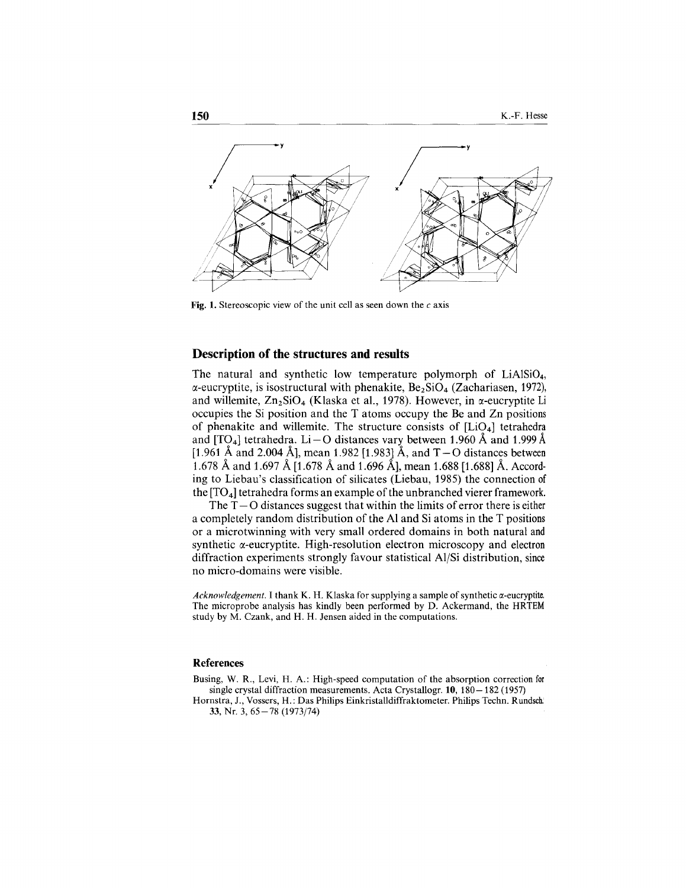Fig. 1. Stereoscopic view of the unit cell as seen down the $c$ axis

## Description of the structures and results

The natural and synthetic low temperature polymorph of $LiAlSiO_4$, $\alpha$-eucryptite, is isostructural with phenakite, $Be_2SiO_4$ (Zachariasen, 1972), and willemite, $Zn_2SiO_4$ (Klaska et al., 1978). However, in $\alpha$-eucryptite Li occupies the Si position and the T atoms occupy the Be and Zn positions of phenakite and willemite. The structure consists of $[LiO_4]$ tetrahedra and $[TO_4]$ tetrahedra. Li–O distances vary between 1.960 Å and 1.999 Å [1.961 Å and 2.004 Å], mean 1.982 [1.983] Å, and T–O distances between 1.678 Å and 1.697 Å [1.678 Å and 1.696 Å], mean 1.688 [1.688] Å. According to Liebau's classification of silicates (Liebau, 1985) the connection of the $[TO_4]$ tetrahedra forms an example of the unbranched vierer framework.

The T–O distances suggest that within the limits of error there is either a completely random distribution of the Al and Si atoms in the T positions or a microtwinning with very small ordered domains in both natural and synthetic $\alpha$-eucryptite. High-resolution electron microscopy and electron diffraction experiments strongly favour statistical Al/Si distribution, since no micro-domains were visible.

*Acknowledgement.* I thank K. H. Klaska for supplying a sample of synthetic $\alpha$-eucryptite. The microprobe analysis has kindly been performed by D. Ackermand, the HRTEM study by M. Czank, and H. H. Jensen aided in the computations.

## References

Busing, W. R., Levi, H. A.: High-speed computation of the absorption correction for single crystal diffraction measurements. Acta Crystallogr. **10**, 180–182 (1957)

Hornstra, J., Vossers, H.: Das Philips Einkristalldiffraktometer. Philips Techn. Rundsch. **33**, Nr. 3, 65–78 (1973/74)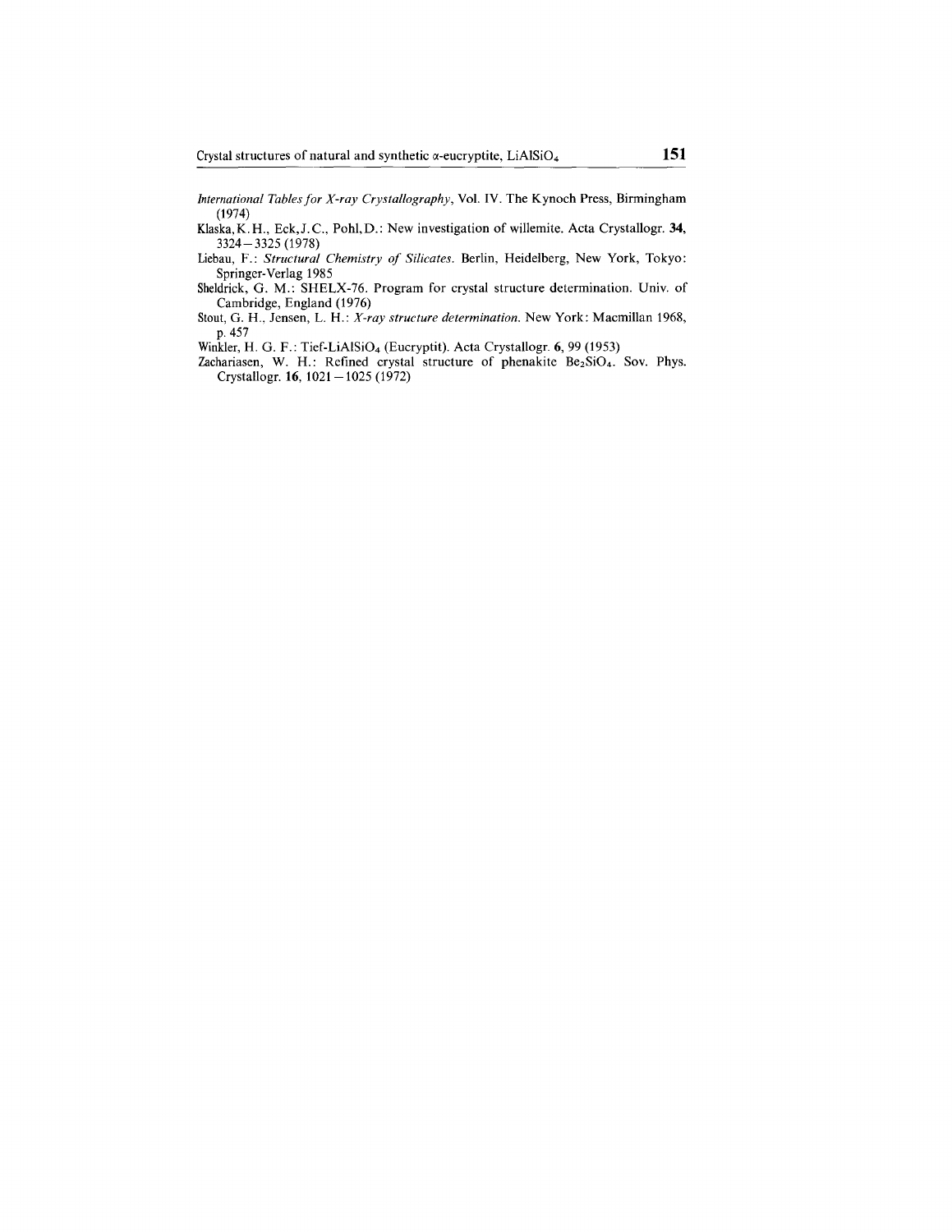*International Tables for X-ray Crystallography*, Vol. IV. The Kynoch Press, Birmingham (1974)

Klaska, K. H., Eck, J. C., Pohl, D.: New investigation of willemite. Acta Crystallogr. **34**, 3324 – 3325 (1978)

Liebau, F.: *Structural Chemistry of Silicates*. Berlin, Heidelberg, New York, Tokyo: Springer-Verlag 1985

Sheldrick, G. M.: SHELX-76. Program for crystal structure determination. Univ. of Cambridge, England (1976)

Stout, G. H., Jensen, L. H.: *X-ray structure determination*. New York: Macmillan 1968, p. 457

Winkler, H. G. F.: Tief-$LiAlSiO_4$ (Eucryptit). Acta Crystallogr. **6**, 99 (1953)

Zachariasen, W. H.: Refined crystal structure of phenakite $Be_2SiO_4$. Sov. Phys. Crystallogr. **16**, 1021 – 1025 (1972)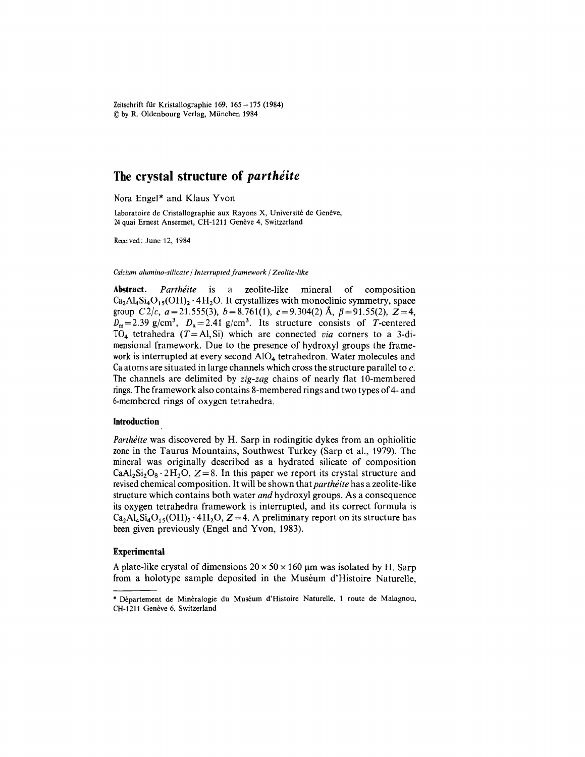# The crystal structure of *parthéite*

Nora Engel* and Klaus Yvon

Laboratoire de Cristallographie aux Rayons X, Université de Genève, 24 quai Ernest Ansermet, CH-1211 Genève 4, Switzerland

Received: June 12, 1984

*Calcium alumino-silicate / Interrupted framework / Zeolite-like*

**Abstract.** *Parthéite* is a zeolite-like mineral of composition $Ca_2Al_4Si_4O_{15}(OH)_2 \cdot 4H_2O$. It crystallizes with monoclinic symmetry, space group $C2/c$, $a = 21.555(3)$, $b = 8.761(1)$, $c = 9.304(2)$ Å, $\beta = 91.55(2)$, $Z = 4$, $D_m = 2.39$ g/cm$^3$, $D_x = 2.41$ g/cm$^3$. Its structure consists of $T$-centered $TO_4$ tetrahedra ($T = $ Al, Si) which are connected *via* corners to a 3-dimensional framework. Due to the presence of hydroxyl groups the framework is interrupted at every second $AlO_4$ tetrahedron. Water molecules and Ca atoms are situated in large channels which cross the structure parallel to $c$. The channels are delimited by *zig-zag* chains of nearly flat 10-membered rings. The framework also contains 8-membered rings and two types of 4- and 6-membered rings of oxygen tetrahedra.

## Introduction

*Parthéite* was discovered by H. Sarp in rodingitic dykes from an ophiolitic zone in the Taurus Mountains, Southwest Turkey (Sarp et al., 1979). The mineral was originally described as a hydrated silicate of composition $CaAl_2Si_2O_8 \cdot 2H_2O$, $Z = 8$. In this paper we report its crystal structure and revised chemical composition. It will be shown that *parthéite* has a zeolite-like structure which contains both water *and* hydroxyl groups. As a consequence its oxygen tetrahedra framework is interrupted, and its correct formula is $Ca_2Al_4Si_4O_{15}(OH)_2 \cdot 4H_2O$, $Z = 4$. A preliminary report on its structure has been given previously (Engel and Yvon, 1983).

## Experimental

A plate-like crystal of dimensions $20 \times 50 \times 160$ µm was isolated by H. Sarp from a holotype sample deposited in the Muséum d'Histoire Naturelle,

---

* Département de Minéralogie du Muséum d'Histoire Naturelle, 1 route de Malagnou, CH-1211 Genève 6, Switzerland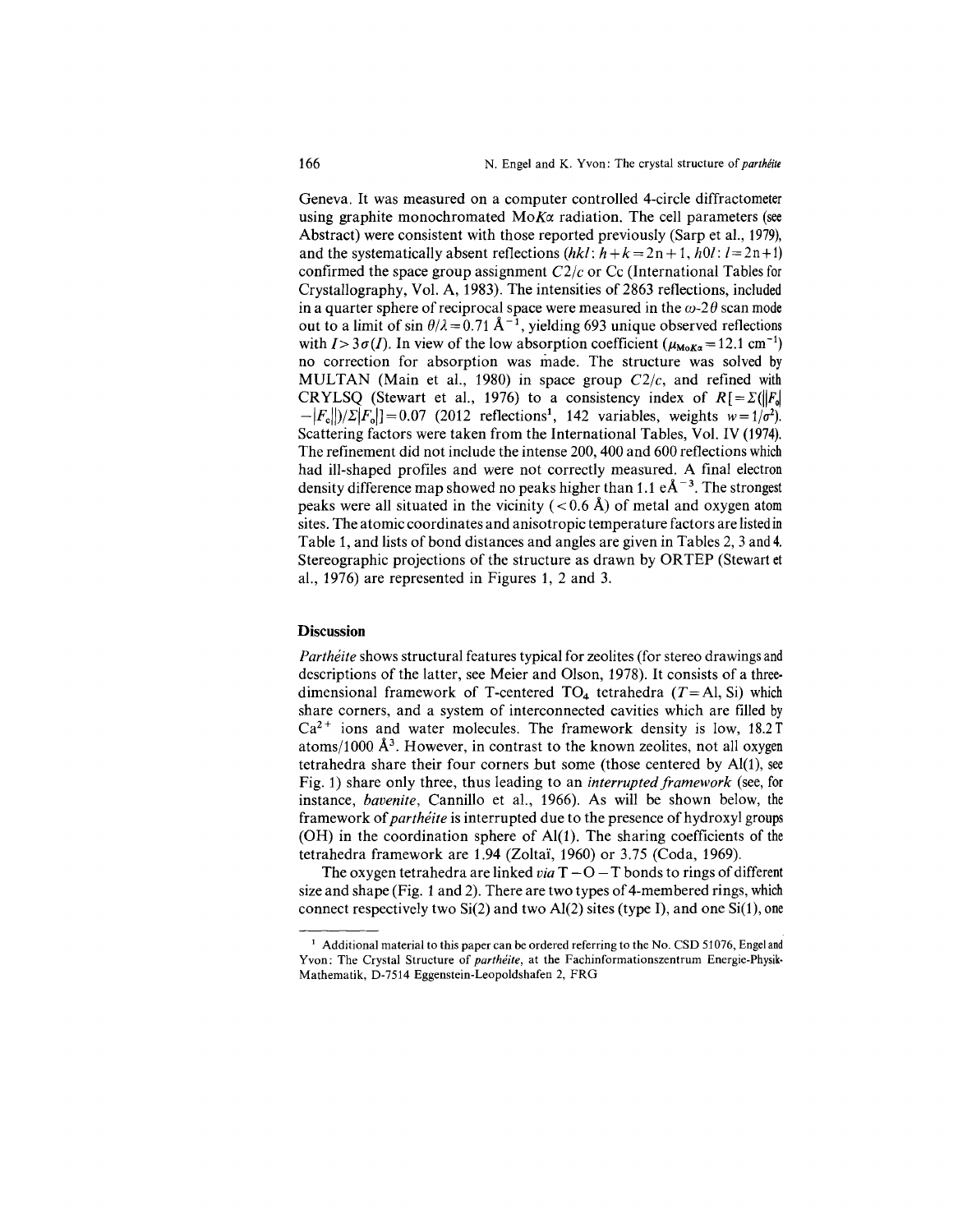Geneva. It was measured on a computer controlled 4-circle diffractometer using graphite monochromated Mo$K\alpha$ radiation. The cell parameters (see Abstract) were consistent with those reported previously (Sarp et al., 1979), and the systematically absent reflections ($hkl$: $h+k=2n+1$, $h0l$: $l=2n+1$) confirmed the space group assignment $C2/c$ or $Cc$ (International Tables for Crystallography, Vol. A, 1983). The intensities of 2863 reflections, included in a quarter sphere of reciprocal space were measured in the $\omega$-$2\theta$ scan mode out to a limit of $\sin\theta/\lambda = 0.71$ Å$^{-1}$, yielding 693 unique observed reflections with $I > 3\sigma(I)$. In view of the low absorption coefficient ($\mu_{\mathrm{Mo}K\alpha} = 12.1$ cm$^{-1}$) no correction for absorption was made. The structure was solved by MULTAN (Main et al., 1980) in space group $C2/c$, and refined with CRYLSQ (Stewart et al., 1976) to a consistency index of $R[=\Sigma(||F_o| - |F_c||)/\Sigma|F_o|] = 0.07$ (2012 reflections[1], 142 variables, weights $w = 1/\sigma^2$). Scattering factors were taken from the International Tables, Vol. IV (1974). The refinement did not include the intense 200, 400 and 600 reflections which had ill-shaped profiles and were not correctly measured. A final electron density difference map showed no peaks higher than 1.1 eÅ$^{-3}$. The strongest peaks were all situated in the vicinity (< 0.6 Å) of metal and oxygen atom sites. The atomic coordinates and anisotropic temperature factors are listed in Table 1, and lists of bond distances and angles are given in Tables 2, 3 and 4. Stereographic projections of the structure as drawn by ORTEP (Stewart et al., 1976) are represented in Figures 1, 2 and 3.

## Discussion

*Parthéite* shows structural features typical for zeolites (for stereo drawings and descriptions of the latter, see Meier and Olson, 1978). It consists of a three-dimensional framework of T-centered $TO_4$ tetrahedra ($T$ = Al, Si) which share corners, and a system of interconnected cavities which are filled by $Ca^{2+}$ ions and water molecules. The framework density is low, 18.2 T atoms/1000 Å$^3$. However, in contrast to the known zeolites, not all oxygen tetrahedra share their four corners but some (those centered by Al(1), see Fig. 1) share only three, thus leading to an *interrupted framework* (see, for instance, *bavenite*, Cannillo et al., 1966). As will be shown below, the framework of *parthéite* is interrupted due to the presence of hydroxyl groups (OH) in the coordination sphere of Al(1). The sharing coefficients of the tetrahedra framework are 1.94 (Zoltaï, 1960) or 3.75 (Coda, 1969).

The oxygen tetrahedra are linked *via* T – O – T bonds to rings of different size and shape (Fig. 1 and 2). There are two types of 4-membered rings, which connect respectively two Si(2) and two Al(2) sites (type I), and one Si(1), one

[1] Additional material to this paper can be ordered referring to the No. CSD 51076, Engel and Yvon: The Crystal Structure of *parthéite*, at the Fachinformationszentrum Energie-Physik-Mathematik, D-7514 Eggenstein-Leopoldshafen 2, FRG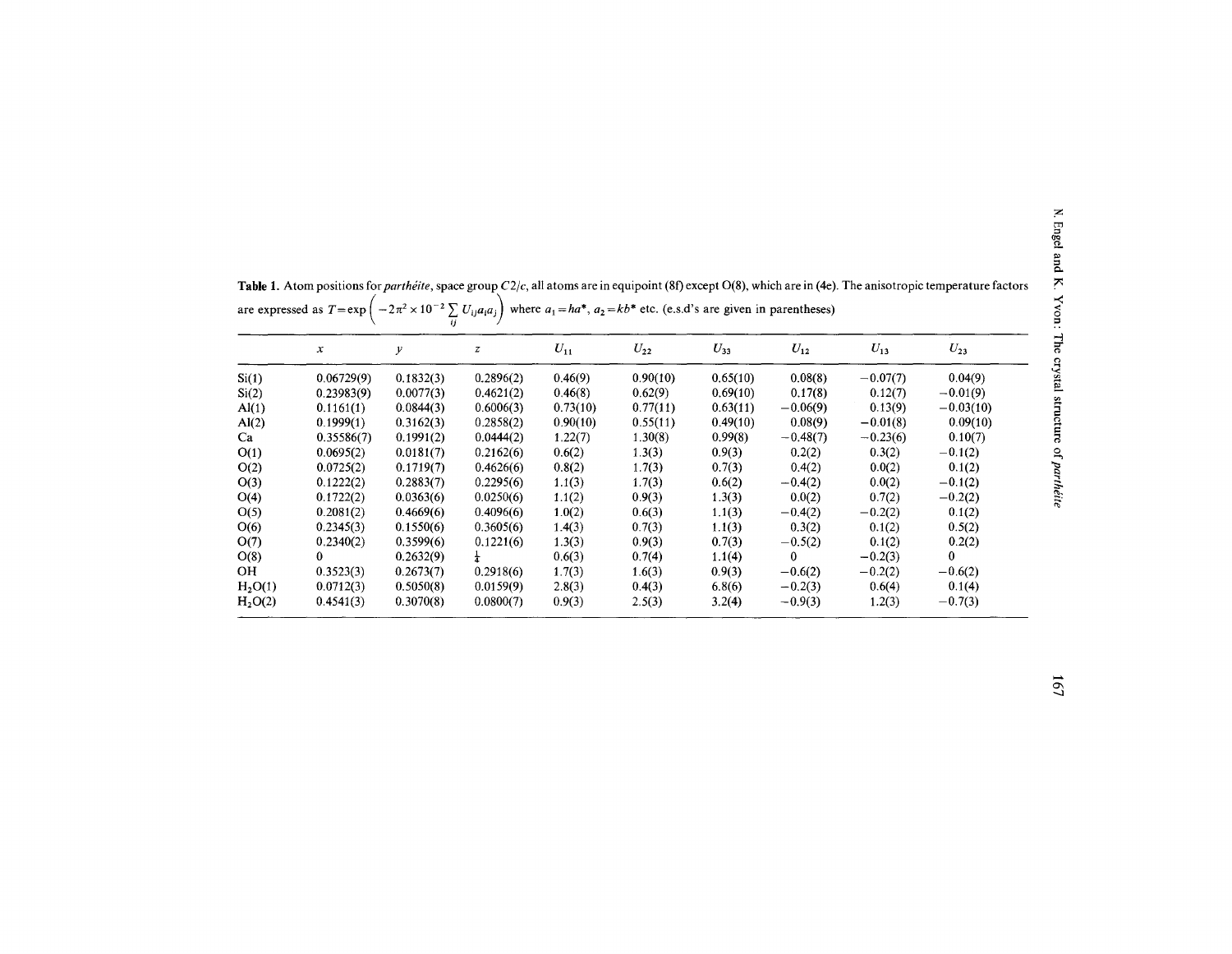**Table 1.** Atom positions for *parthéite*, space group $C2/c$, all atoms are in equipoint (8f) except O(8), which are in (4e). The anisotropic temperature factors are expressed as $T = \exp\left(-2\pi^2 \times 10^{-2} \sum_{ij} U_{ij} a_i a_j\right)$ where $a_1 = ha^*$, $a_2 = kb^*$ etc. (e.s.d's are given in parentheses)

| | $x$ | $y$ | $z$ | $U_{11}$ | $U_{22}$ | $U_{33}$ | $U_{12}$ | $U_{13}$ | $U_{23}$ |
|---|---|---|---|---|---|---|---|---|---|
| Si(1) | 0.06729(9) | 0.1832(3) | 0.2896(2) | 0.46(9) | 0.90(10) | 0.65(10) | 0.08(8) | −0.07(7) | 0.04(9) |
| Si(2) | 0.23983(9) | 0.0077(3) | 0.4621(2) | 0.46(8) | 0.62(9) | 0.69(10) | 0.17(8) | 0.12(7) | −0.01(9) |
| Al(1) | 0.1161(1) | 0.0844(3) | 0.6006(3) | 0.73(10) | 0.77(11) | 0.63(11) | −0.06(9) | 0.13(9) | −0.03(10) |
| Al(2) | 0.1999(1) | 0.3162(3) | 0.2858(2) | 0.90(10) | 0.55(11) | 0.49(10) | 0.08(9) | −0.01(8) | 0.09(10) |
| Ca | 0.35586(7) | 0.1991(2) | 0.0444(2) | 1.22(7) | 1.30(8) | 0.99(8) | −0.48(7) | −0.23(6) | 0.10(7) |
| O(1) | 0.0695(2) | 0.0181(7) | 0.2162(6) | 0.6(2) | 1.3(3) | 0.9(3) | 0.2(2) | 0.3(2) | −0.1(2) |
| O(2) | 0.0725(2) | 0.1719(7) | 0.4626(6) | 0.8(2) | 1.7(3) | 0.7(3) | 0.4(2) | 0.0(2) | 0.1(2) |
| O(3) | 0.1222(2) | 0.2883(7) | 0.2295(6) | 1.1(3) | 1.7(3) | 0.6(2) | −0.4(2) | 0.0(2) | −0.1(2) |
| O(4) | 0.1722(2) | 0.0363(6) | 0.0250(6) | 1.1(2) | 0.9(3) | 1.3(3) | 0.0(2) | 0.7(2) | −0.2(2) |
| O(5) | 0.2081(2) | 0.4669(6) | 0.4096(6) | 1.0(2) | 0.6(3) | 1.1(3) | −0.4(2) | −0.2(2) | 0.1(2) |
| O(6) | 0.2345(3) | 0.1550(6) | 0.3605(6) | 1.4(3) | 0.7(3) | 1.1(3) | 0.3(2) | 0.1(2) | 0.5(2) |
| O(7) | 0.2340(2) | 0.3599(6) | 0.1221(6) | 1.3(3) | 0.9(3) | 0.7(3) | −0.5(2) | 0.1(2) | 0.2(2) |
| O(8) | 0 | 0.2632(9) | $\frac{1}{4}$ | 0.6(3) | 0.7(4) | 1.1(4) | 0 | −0.2(3) | 0 |
| OH | 0.3523(3) | 0.2673(7) | 0.2918(6) | 1.7(3) | 1.6(3) | 0.9(3) | −0.6(2) | −0.2(2) | −0.6(2) |
| $H_2O(1)$ | 0.0712(3) | 0.5050(8) | 0.0159(9) | 2.8(3) | 0.4(3) | 6.8(6) | −0.2(3) | 0.6(4) | 0.1(4) |
| $H_2O(2)$ | 0.4541(3) | 0.3070(8) | 0.0800(7) | 0.9(3) | 2.5(3) | 3.2(4) | −0.9(3) | 1.2(3) | −0.7(3) |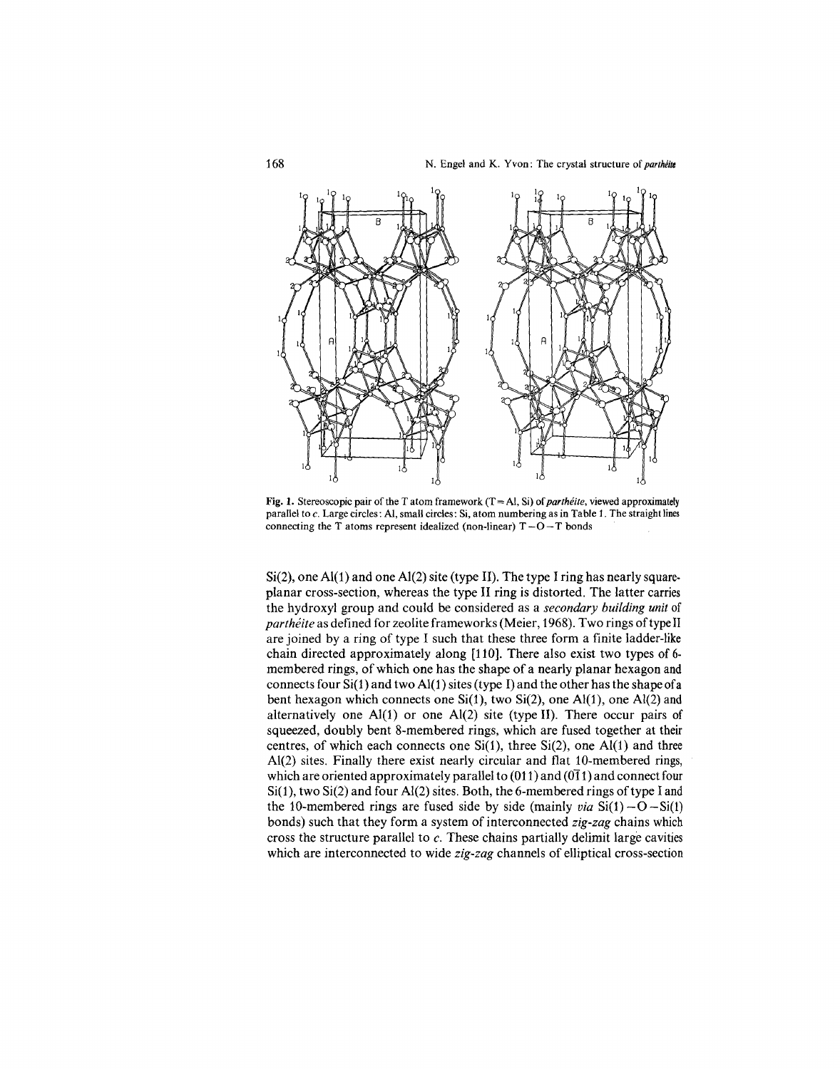Fig. 1. Stereoscopic pair of the T atom framework (T = Al, Si) of *parthéite*, viewed approximately parallel to *c*. Large circles: Al, small circles: Si, atom numbering as in Table 1. The straight lines connecting the T atoms represent idealized (non-linear) T–O–T bonds

Si(2), one Al(1) and one Al(2) site (type II). The type I ring has nearly square-planar cross-section, whereas the type II ring is distorted. The latter carries the hydroxyl group and could be considered as a *secondary building unit* of *parthéite* as defined for zeolite frameworks (Meier, 1968). Two rings of type II are joined by a ring of type I such that these three form a finite ladder-like chain directed approximately along [110]. There also exist two types of 6-membered rings, of which one has the shape of a nearly planar hexagon and connects four Si(1) and two Al(1) sites (type I) and the other has the shape of a bent hexagon which connects one Si(1), two Si(2), one Al(1), one Al(2) and alternatively one Al(1) or one Al(2) site (type II). There occur pairs of squeezed, doubly bent 8-membered rings, which are fused together at their centres, of which each connects one Si(1), three Si(2), one Al(1) and three Al(2) sites. Finally there exist nearly circular and flat 10-membered rings, which are oriented approximately parallel to (011) and (0$\bar{1}$1) and connect four Si(1), two Si(2) and four Al(2) sites. Both, the 6-membered rings of type I and the 10-membered rings are fused side by side (mainly *via* Si(1)–O–Si(1) bonds) such that they form a system of interconnected *zig-zag* chains which cross the structure parallel to *c*. These chains partially delimit large cavities which are interconnected to wide *zig-zag* channels of elliptical cross-section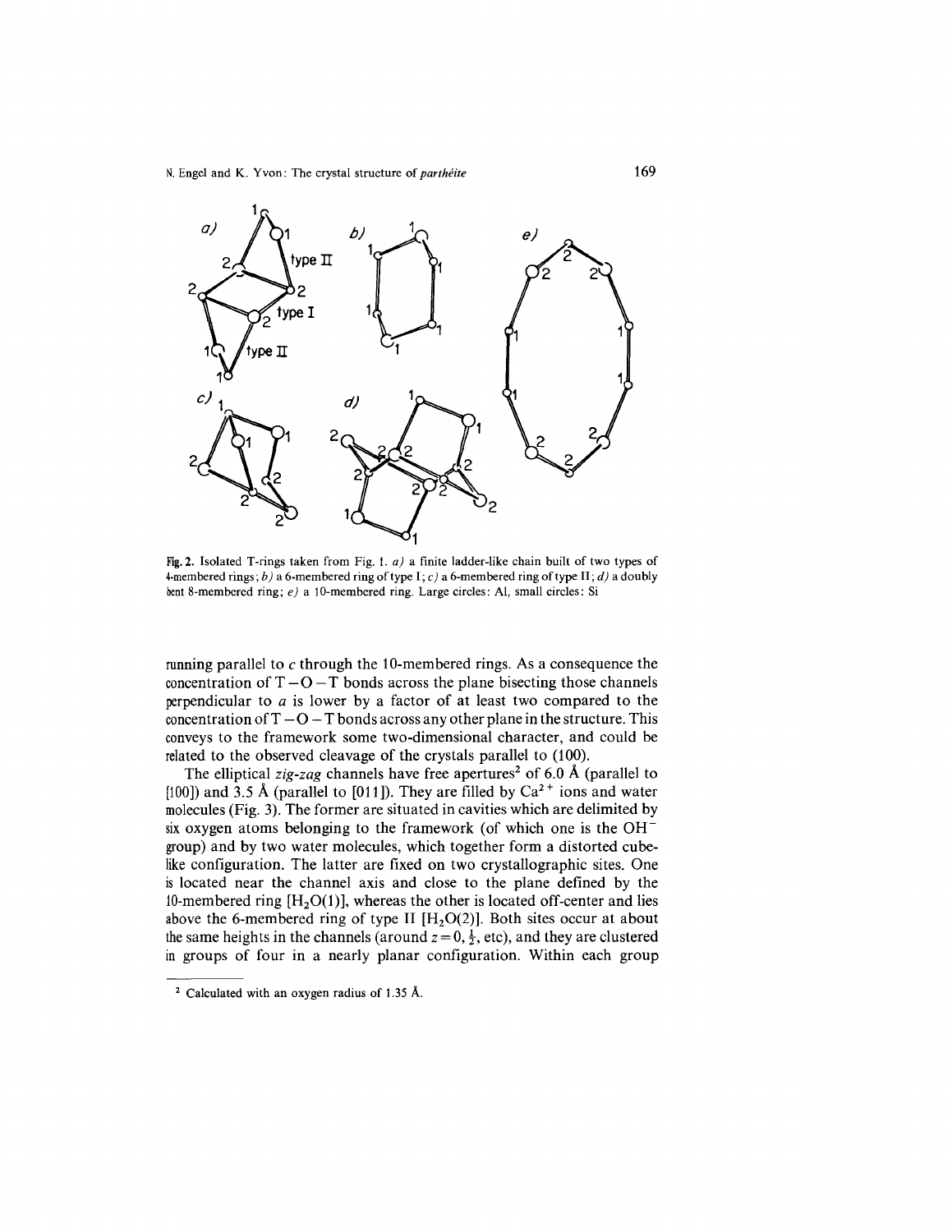Fig. 2. Isolated T-rings taken from Fig. 1. *a)* a finite ladder-like chain built of two types of 4-membered rings; *b)* a 6-membered ring of type I; *c)* a 6-membered ring of type II; *d)* a doubly bent 8-membered ring; *e)* a 10-membered ring. Large circles: Al, small circles: Si

running parallel to *c* through the 10-membered rings. As a consequence the concentration of T – O – T bonds across the plane bisecting those channels perpendicular to *a* is lower by a factor of at least two compared to the concentration of T – O – T bonds across any other plane in the structure. This conveys to the framework some two-dimensional character, and could be related to the observed cleavage of the crystals parallel to (100).

The elliptical *zig-zag* channels have free apertures[2] of 6.0 Å (parallel to [100]) and 3.5 Å (parallel to [011]). They are filled by $Ca^{2+}$ ions and water molecules (Fig. 3). The former are situated in cavities which are delimited by six oxygen atoms belonging to the framework (of which one is the $OH^-$ group) and by two water molecules, which together form a distorted cube-like configuration. The latter are fixed on two crystallographic sites. One is located near the channel axis and close to the plane defined by the 10-membered ring [$H_2O(1)$], whereas the other is located off-center and lies above the 6-membered ring of type II [$H_2O(2)$]. Both sites occur at about the same heights in the channels (around $z = 0, \frac{1}{2}$, etc), and they are clustered in groups of four in a nearly planar configuration. Within each group

[2] Calculated with an oxygen radius of 1.35 Å.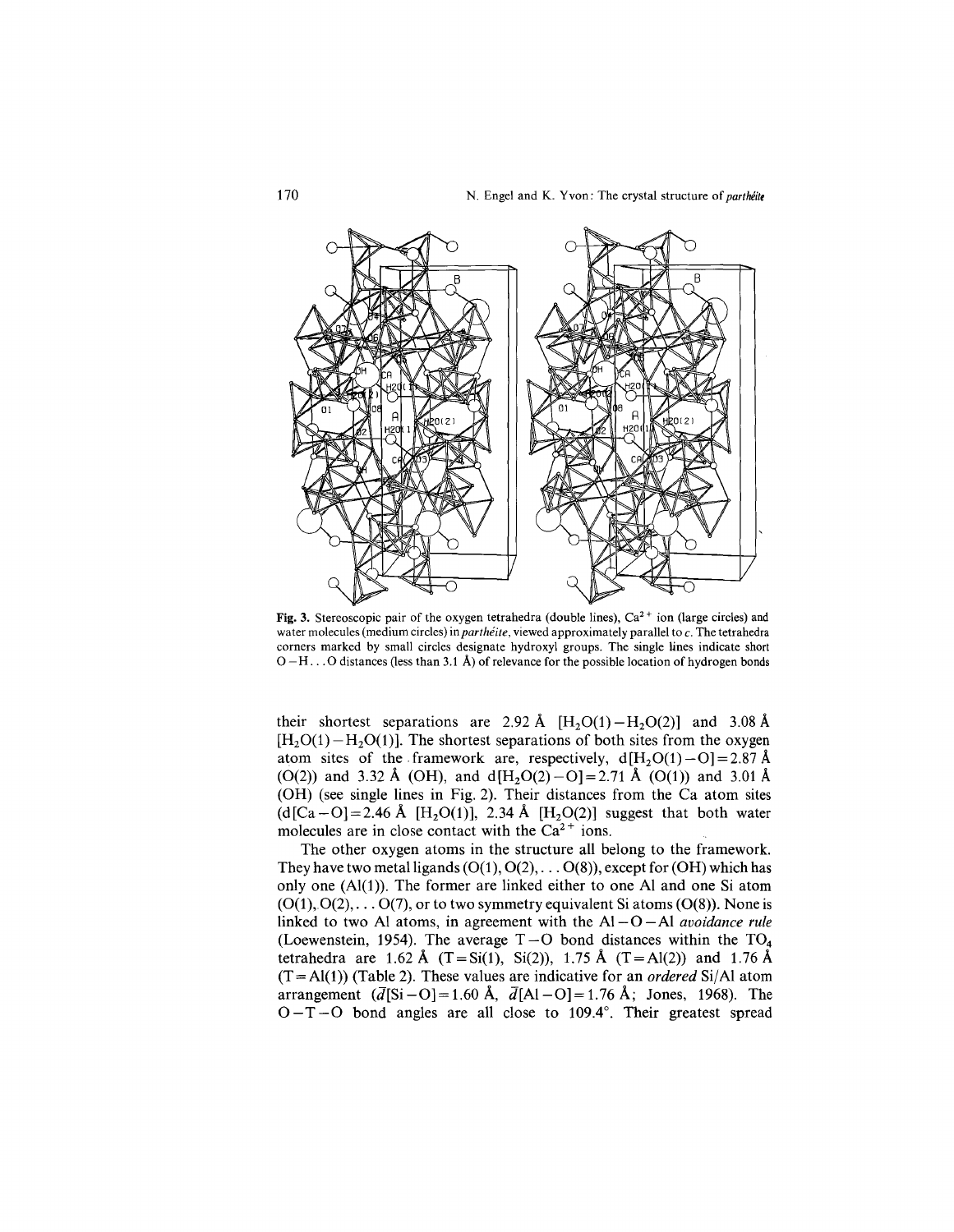Fig. 3. Stereoscopic pair of the oxygen tetrahedra (double lines), $Ca^{2+}$ ion (large circles) and water molecules (medium circles) in *parthéite*, viewed approximately parallel to *c*. The tetrahedra corners marked by small circles designate hydroxyl groups. The single lines indicate short O–H...O distances (less than 3.1 Å) of relevance for the possible location of hydrogen bonds

their shortest separations are 2.92 Å [$H_2O(1)-H_2O(2)$] and 3.08 Å [$H_2O(1)-H_2O(1)$]. The shortest separations of both sites from the oxygen atom sites of the framework are, respectively, d[$H_2O(1)$–O] = 2.87 Å (O(2)) and 3.32 Å (OH), and d[$H_2O(2)$–O] = 2.71 Å (O(1)) and 3.01 Å (OH) (see single lines in Fig. 2). Their distances from the Ca atom sites (d[Ca–O] = 2.46 Å [$H_2O(1)$], 2.34 Å [$H_2O(2)$] suggest that both water molecules are in close contact with the $Ca^{2+}$ ions.

The other oxygen atoms in the structure all belong to the framework. They have two metal ligands (O(1), O(2),... O(8)), except for (OH) which has only one (Al(1)). The former are linked either to one Al and one Si atom (O(1), O(2),... O(7), or to two symmetry equivalent Si atoms (O(8)). None is linked to two Al atoms, in agreement with the Al–O–Al *avoidance rule* (Loewenstein, 1954). The average T–O bond distances within the $TO_4$ tetrahedra are 1.62 Å (T = Si(1), Si(2)), 1.75 Å (T = Al(2)) and 1.76 Å (T = Al(1)) (Table 2). These values are indicative for an *ordered* Si/Al atom arrangement ($\bar{d}$[Si–O] = 1.60 Å, $\bar{d}$[Al–O] = 1.76 Å; Jones, 1968). The O–T–O bond angles are all close to 109.4°. Their greatest spread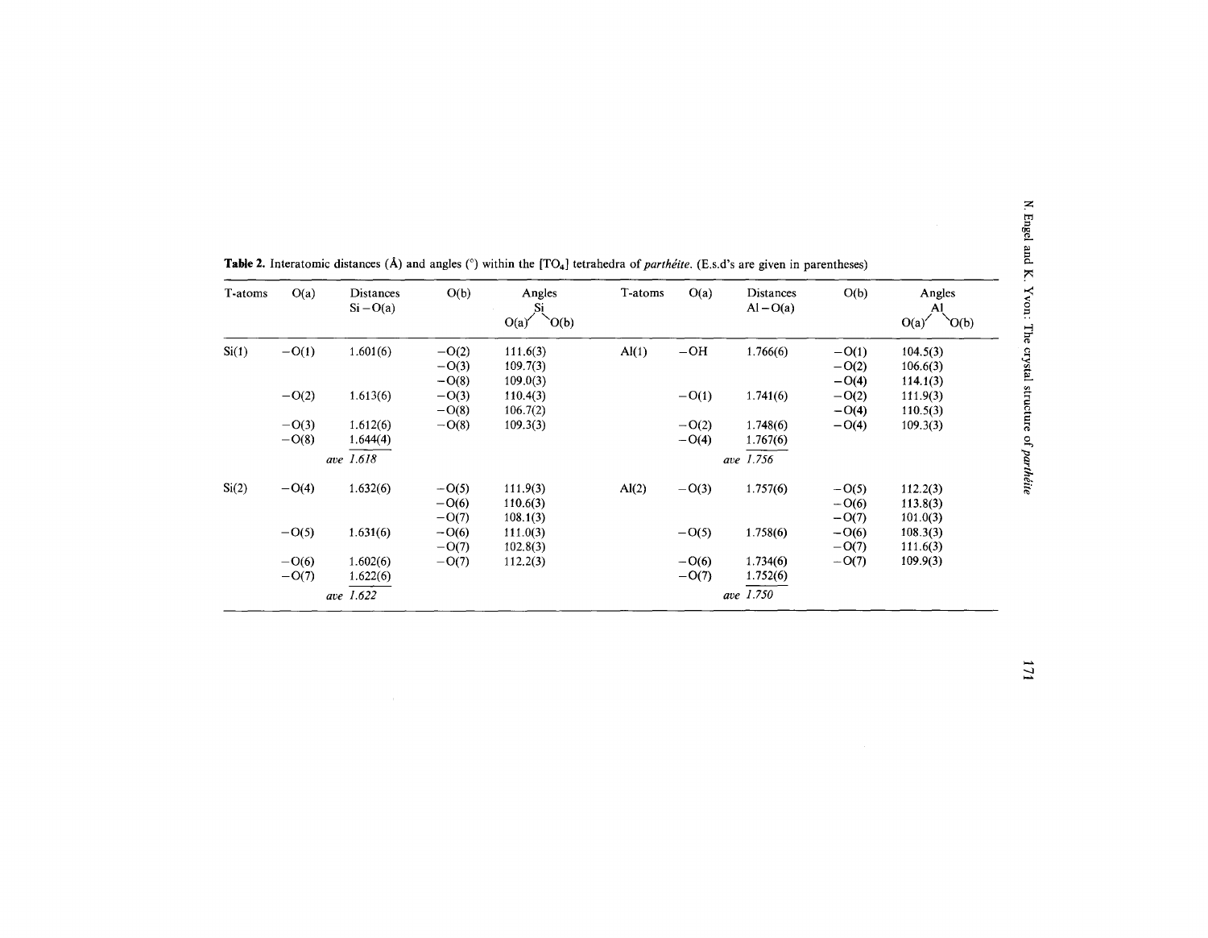**Table 2.** Interatomic distances (Å) and angles (°) within the $[TO_4]$ tetrahedra of *parthéite*. (E.s.d's are given in parentheses)

| T-atoms | O(a) | Distances Si – O(a) | O(b) | Angles O(a)–Si–O(b) | T-atoms | O(a) | Distances Al – O(a) | O(b) | Angles O(a)–Al–O(b) |
|---|---|---|---|---|---|---|---|---|---|
| Si(1) | –O(1) | 1.601(6) | –O(2) | 111.6(3) | Al(1) | –OH | 1.766(6) | –O(1) | 104.5(3) |
| | | | –O(3) | 109.7(3) | | | | –O(2) | 106.6(3) |
| | | | –O(8) | 109.0(3) | | | | –O(4) | 114.1(3) |
| | –O(2) | 1.613(6) | –O(3) | 110.4(3) | | –O(1) | 1.741(6) | –O(2) | 111.9(3) |
| | | | –O(8) | 106.7(2) | | | | –O(4) | 110.5(3) |
| | –O(3) | 1.612(6) | –O(8) | 109.3(3) | | –O(2) | 1.748(6) | –O(4) | 109.3(3) |
| | –O(8) | 1.644(4) | | | | –O(4) | 1.767(6) | | |
| | *ave* | *1.618* | | | | *ave* | *1.756* | | |
| Si(2) | –O(4) | 1.632(6) | –O(5) | 111.9(3) | Al(2) | –O(3) | 1.757(6) | –O(5) | 112.2(3) |
| | | | –O(6) | 110.6(3) | | | | –O(6) | 113.8(3) |
| | | | –O(7) | 108.1(3) | | | | –O(7) | 101.0(3) |
| | –O(5) | 1.631(6) | –O(6) | 111.0(3) | | –O(5) | 1.758(6) | –O(6) | 108.3(3) |
| | | | –O(7) | 102.8(3) | | | | –O(7) | 111.6(3) |
| | –O(6) | 1.602(6) | –O(7) | 112.2(3) | | –O(6) | 1.734(6) | –O(7) | 109.9(3) |
| | –O(7) | 1.622(6) | | | | –O(7) | 1.752(6) | | |
| | *ave* | *1.622* | | | | *ave* | *1.750* | | |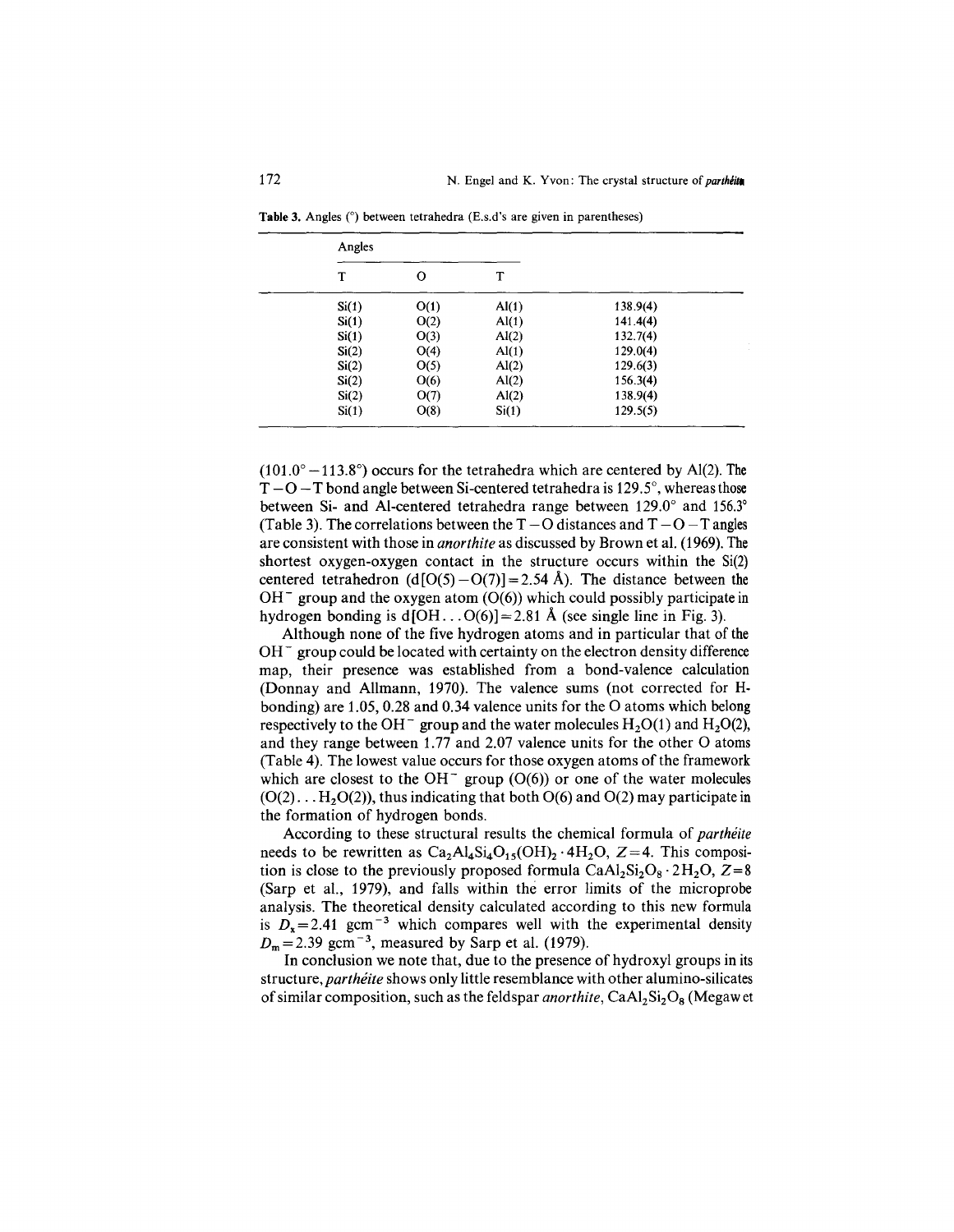**Table 3.** Angles (°) between tetrahedra (E.s.d's are given in parentheses)

| Angles | | | |
|---|---|---|---|
| T | O | T | |
| Si(1) | O(1) | Al(1) | 138.9(4) |
| Si(1) | O(2) | Al(1) | 141.4(4) |
| Si(1) | O(3) | Al(2) | 132.7(4) |
| Si(2) | O(4) | Al(1) | 129.0(4) |
| Si(2) | O(5) | Al(2) | 129.6(3) |
| Si(2) | O(6) | Al(2) | 156.3(4) |
| Si(2) | O(7) | Al(2) | 138.9(4) |
| Si(1) | O(8) | Si(1) | 129.5(5) |

(101.0° – 113.8°) occurs for the tetrahedra which are centered by Al(2). The T–O–T bond angle between Si-centered tetrahedra is 129.5°, whereas those between Si- and Al-centered tetrahedra range between 129.0° and 156.3° (Table 3). The correlations between the T–O distances and T–O–T angles are consistent with those in *anorthite* as discussed by Brown et al. (1969). The shortest oxygen-oxygen contact in the structure occurs within the Si(2) centered tetrahedron (d[O(5)–O(7)] = 2.54 Å). The distance between the $OH^-$ group and the oxygen atom (O(6)) which could possibly participate in hydrogen bonding is d[OH...O(6)] = 2.81 Å (see single line in Fig. 3).

Although none of the five hydrogen atoms and in particular that of the $OH^-$ group could be located with certainty on the electron density difference map, their presence was established from a bond-valence calculation (Donnay and Allmann, 1970). The valence sums (not corrected for H-bonding) are 1.05, 0.28 and 0.34 valence units for the O atoms which belong respectively to the $OH^-$ group and the water molecules $H_2O(1)$ and $H_2O(2)$, and they range between 1.77 and 2.07 valence units for the other O atoms (Table 4). The lowest value occurs for those oxygen atoms of the framework which are closest to the $OH^-$ group (O(6)) or one of the water molecules (O(2)...$H_2O(2)$), thus indicating that both O(6) and O(2) may participate in the formation of hydrogen bonds.

According to these structural results the chemical formula of *parthéite* needs to be rewritten as $Ca_2Al_4Si_4O_{15}(OH)_2 \cdot 4H_2O$, $Z=4$. This composition is close to the previously proposed formula $CaAl_2Si_2O_8 \cdot 2H_2O$, $Z=8$ (Sarp et al., 1979), and falls within the error limits of the microprobe analysis. The theoretical density calculated according to this new formula is $D_x = 2.41$ gcm$^{-3}$ which compares well with the experimental density $D_m = 2.39$ gcm$^{-3}$, measured by Sarp et al. (1979).

In conclusion we note that, due to the presence of hydroxyl groups in its structure, *parthéite* shows only little resemblance with other alumino-silicates of similar composition, such as the feldspar *anorthite*, $CaAl_2Si_2O_8$ (Megaw et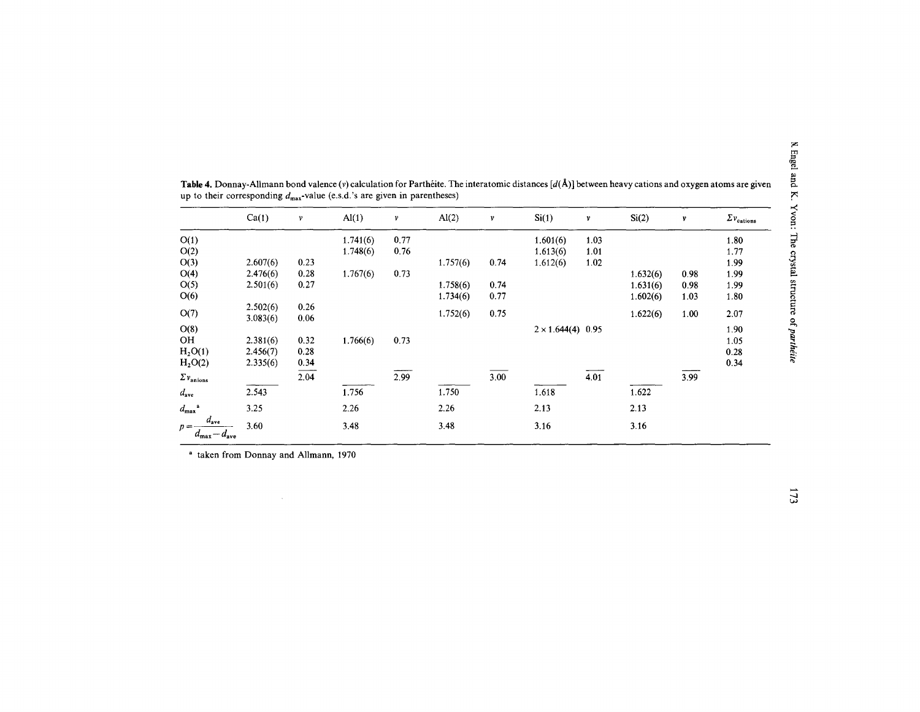**Table 4.** Donnay-Allmann bond valence ($v$) calculation for Parthéite. The interatomic distances [$d$(Å)] between heavy cations and oxygen atoms are given up to their corresponding $d_{max}$-value (e.s.d.'s are given in parentheses)

| | Ca(1) | $v$ | Al(1) | $v$ | Al(2) | $v$ | Si(1) | $v$ | Si(2) | $v$ | $\Sigma v_{cations}$ |
|---|---|---|---|---|---|---|---|---|---|---|---|
| O(1) | | | 1.741(6) | 0.77 | | | 1.601(6) | 1.03 | | | 1.80 |
| O(2) | | | 1.748(6) | 0.76 | | | 1.613(6) | 1.01 | | | 1.77 |
| O(3) | 2.607(6) | 0.23 | | | 1.757(6) | 0.74 | 1.612(6) | 1.02 | | | 1.99 |
| O(4) | 2.476(6) | 0.28 | 1.767(6) | 0.73 | | | | | 1.632(6) | 0.98 | 1.99 |
| O(5) | 2.501(6) | 0.27 | | | 1.758(6) | 0.74 | | | 1.631(6) | 0.98 | 1.99 |
| O(6) | | | | | 1.734(6) | 0.77 | | | 1.602(6) | 1.03 | 1.80 |
| O(7) | 2.502(6)<br>3.083(6) | 0.26<br>0.06 | | | 1.752(6) | 0.75 | | | 1.622(6) | 1.00 | 2.07 |
| O(8) | | | | | | | 2 × 1.644(4) | 0.95 | | | 1.90 |
| OH | 2.381(6) | 0.32 | 1.766(6) | 0.73 | | | | | | | 1.05 |
| $H_2O(1)$ | 2.456(7) | 0.28 | | | | | | | | | 0.28 |
| $H_2O(2)$ | 2.335(6) | 0.34 | | | | | | | | | 0.34 |
| $\Sigma v_{anions}$ | | 2.04 | | 2.99 | | 3.00 | | 4.01 | | 3.99 | |
| $d_{ave}$ | 2.543 | | 1.756 | | 1.750 | | 1.618 | | 1.622 | | |
| $d_{max}$ [a] | 3.25 | | 2.26 | | 2.26 | | 2.13 | | 2.13 | | |
| $p = \frac{d_{ave}}{d_{max} - d_{ave}}$ | 3.60 | | 3.48 | | 3.48 | | 3.16 | | 3.16 | | |

[a] taken from Donnay and Allmann, 1970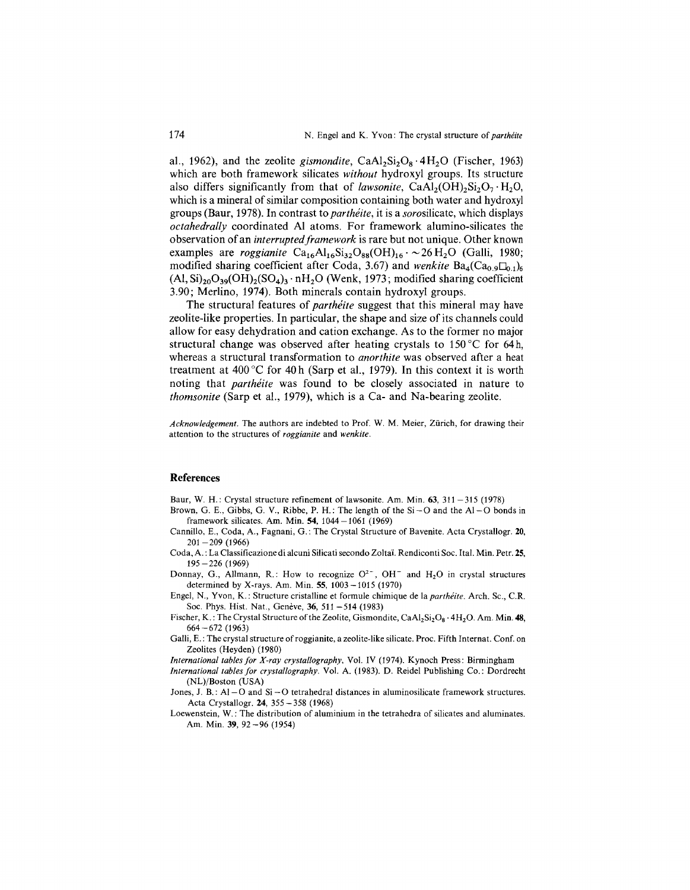al., 1962), and the zeolite *gismondite*, $CaAl_2Si_2O_8 \cdot 4H_2O$ (Fischer, 1963) which are both framework silicates *without* hydroxyl groups. Its structure also differs significantly from that of *lawsonite*, $CaAl_2(OH)_2Si_2O_7 \cdot H_2O$, which is a mineral of similar composition containing both water and hydroxyl groups (Baur, 1978). In contrast to *parthéite*, it is a *soro*silicate, which displays *octahedrally* coordinated Al atoms. For framework alumino-silicates the observation of an *interrupted framework* is rare but not unique. Other known examples are *roggianite* $Ca_{16}Al_{16}Si_{32}O_{88}(OH)_{16} \cdot \sim 26\,H_2O$ (Galli, 1980; modified sharing coefficient after Coda, 3.67) and *wenkite* $Ba_4(Ca_{0.9}\square_{0.1})_6(Al,Si)_{20}O_{39}(OH)_2(SO_4)_3 \cdot nH_2O$ (Wenk, 1973; modified sharing coefficient 3.90; Merlino, 1974). Both minerals contain hydroxyl groups.

The structural features of *parthéite* suggest that this mineral may have zeolite-like properties. In particular, the shape and size of its channels could allow for easy dehydration and cation exchange. As to the former no major structural change was observed after heating crystals to 150 °C for 64 h, whereas a structural transformation to *anorthite* was observed after a heat treatment at 400 °C for 40 h (Sarp et al., 1979). In this context it is worth noting that *parthéite* was found to be closely associated in nature to *thomsonite* (Sarp et al., 1979), which is a Ca- and Na-bearing zeolite.

*Acknowledgement.* The authors are indebted to Prof. W. M. Meier, Zürich, for drawing their attention to the structures of *roggianite* and *wenkite*.

## References

Baur, W. H.: Crystal structure refinement of lawsonite. Am. Min. **63**, 311–315 (1978)

Brown, G. E., Gibbs, G. V., Ribbe, P. H.: The length of the Si–O and the Al–O bonds in framework silicates. Am. Min. **54**, 1044–1061 (1969)

Cannillo, E., Coda, A., Fagnani, G.: The Crystal Structure of Bavenite. Acta Crystallogr. **20**, 201–209 (1966)

Coda, A.: La Classificazione di alcuni Silicati secondo Zoltaï. Rendiconti Soc. Ital. Min. Petr. **25**, 195–226 (1969)

Donnay, G., Allmann, R.: How to recognize $O^{2-}$, $OH^-$ and $H_2O$ in crystal structures determined by X-rays. Am. Min. **55**, 1003–1015 (1970)

Engel, N., Yvon, K.: Structure cristalline et formule chimique de la *parthéite*. Arch. Sc., C.R. Soc. Phys. Hist. Nat., Genève, **36**, 511–514 (1983)

Fischer, K.: The Crystal Structure of the Zeolite, Gismondite, $CaAl_2Si_2O_8 \cdot 4H_2O$. Am. Min. **48**, 664–672 (1963)

Galli, E.: The crystal structure of roggianite, a zeolite-like silicate. Proc. Fifth Internat. Conf. on Zeolites (Heyden) (1980)

*International tables for X-ray crystallography*, Vol. IV (1974). Kynoch Press: Birmingham

*International tables for crystallography*. Vol. A. (1983). D. Reidel Publishing Co.: Dordrecht (NL)/Boston (USA)

Jones, J. B.: Al–O and Si–O tetrahedral distances in aluminosilicate framework structures. Acta Crystallogr. **24**, 355–358 (1968)

Loewenstein, W.: The distribution of aluminium in the tetrahedra of silicates and aluminates. Am. Min. **39**, 92–96 (1954)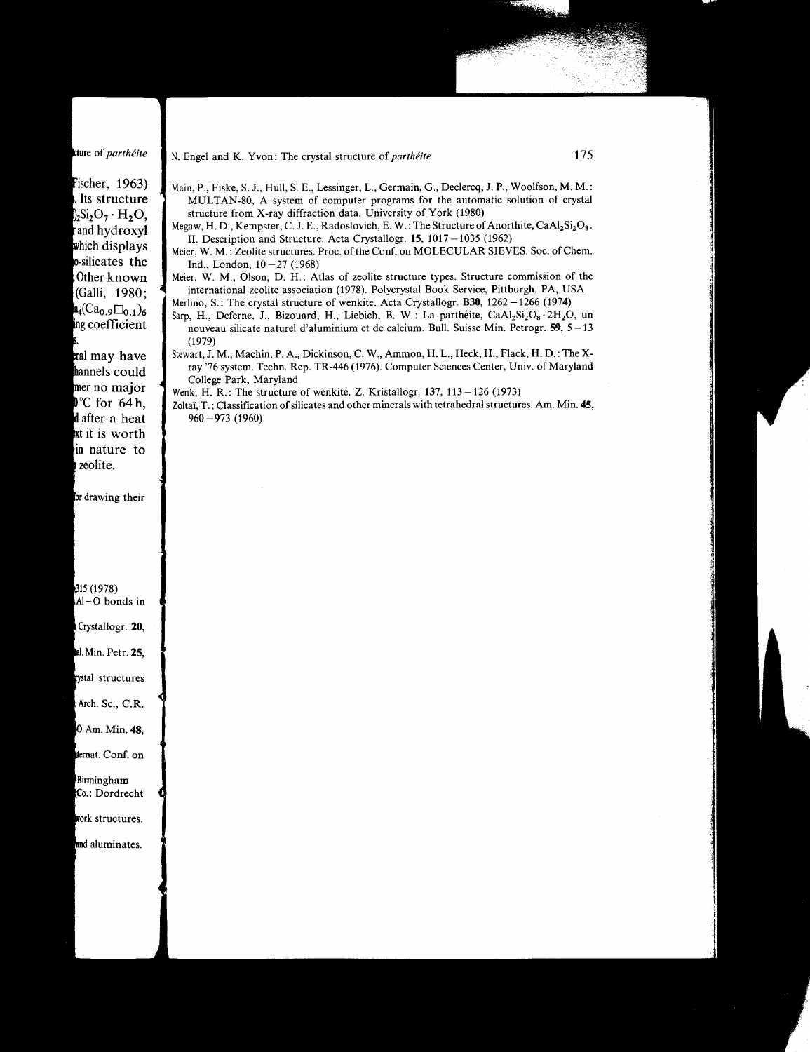Main, P., Fiske, S. J., Hull, S. E., Lessinger, L., Germain, G., Declercq, J. P., Woolfson, M. M.: MULTAN-80, A system of computer programs for the automatic solution of crystal structure from X-ray diffraction data. University of York (1980)

Megaw, H. D., Kempster, C. J. E., Radoslovich, E. W.: The Structure of Anorthite, $CaAl_2Si_2O_8$. II. Description and Structure. Acta Crystallogr. **15**, 1017–1035 (1962)

Meier, W. M.: Zeolite structures. Proc. of the Conf. on MOLECULAR SIEVES. Soc. of Chem. Ind., London, 10–27 (1968)

Meier, W. M., Olson, D. H.: Atlas of zeolite structure types. Structure commission of the international zeolite association (1978). Polycrystal Book Service, Pittburgh, PA, USA

Merlino, S.: The crystal structure of wenkite. Acta Crystallogr. **B30**, 1262–1266 (1974)

Sarp, H., Deferne, J., Bizouard, H., Liebich, B. W.: La parthéite, $CaAl_2Si_2O_8 \cdot 2H_2O$, un nouveau silicate naturel d'aluminium et de calcium. Bull. Suisse Min. Petrogr. **59**, 5–13 (1979)

Stewart, J. M., Machin, P. A., Dickinson, C. W., Ammon, H. L., Heck, H., Flack, H. D.: The X-ray '76 system. Techn. Rep. TR-446 (1976). Computer Sciences Center, Univ. of Maryland College Park, Maryland

Wenk, H. R.: The structure of wenkite. Z. Kristallogr. **137**, 113–126 (1973)

Zoltaï, T.: Classification of silicates and other minerals with tetrahedral structures. Am. Min. **45**, 960–973 (1960)